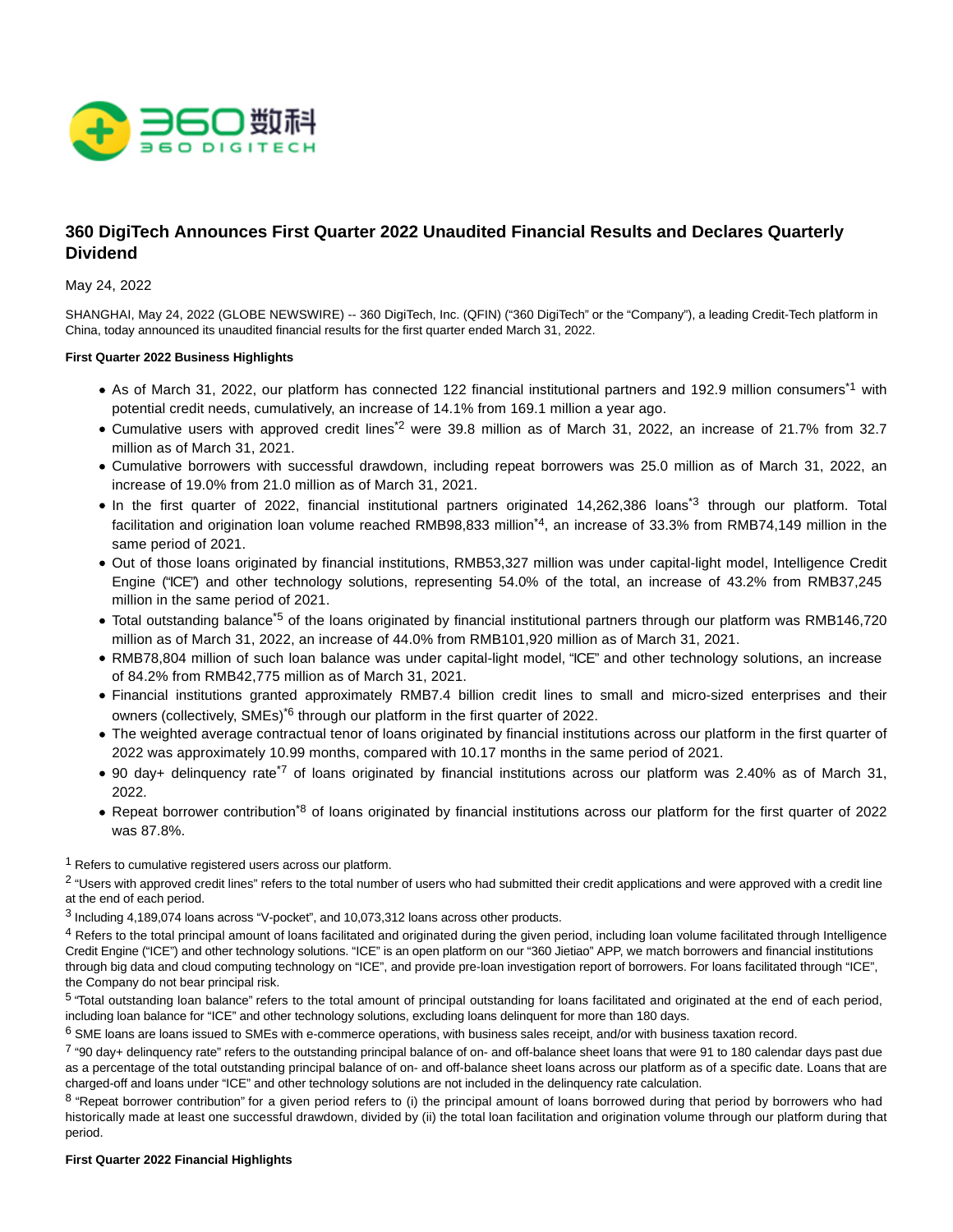# 360 DigiTech Announces First Quarter 2022 Unaudited Financial Results and Declares Quarterly Dividend

May 24, 2022

SHANGHAI, May 24, 2022 (GLOBE NEWSWIRE) -- 360 DigiTech, Inc. (QFIN) ("360 DigiTech" or the "Company"), a leading Credit-Tech platform in China, today announced its unaudited financial results for the first quarter ended March 31, 2022.

**First Quarter 2022 Business Highlights**

- As of March 31, 2022, our platform has connected 122 financial institutional partners and 192.9 million consumers*[1] with potential credit needs, cumulatively, an increase of 14.1% from 169.1 million a year ago.
- Cumulative users with approved credit lines*[2] were 39.8 million as of March 31, 2022, an increase of 21.7% from 32.7 million as of March 31, 2021.
- Cumulative borrowers with successful drawdown, including repeat borrowers was 25.0 million as of March 31, 2022, an increase of 19.0% from 21.0 million as of March 31, 2021.
- In the first quarter of 2022, financial institutional partners originated 14,262,386 loans*[3] through our platform. Total facilitation and origination loan volume reached RMB98,833 million*[4], an increase of 33.3% from RMB74,149 million in the same period of 2021.
- Out of those loans originated by financial institutions, RMB53,327 million was under capital-light model, Intelligence Credit Engine ("ICE") and other technology solutions, representing 54.0% of the total, an increase of 43.2% from RMB37,245 million in the same period of 2021.
- Total outstanding balance*[5] of the loans originated by financial institutional partners through our platform was RMB146,720 million as of March 31, 2022, an increase of 44.0% from RMB101,920 million as of March 31, 2021.
- RMB78,804 million of such loan balance was under capital-light model, "ICE" and other technology solutions, an increase of 84.2% from RMB42,775 million as of March 31, 2021.
- Financial institutions granted approximately RMB7.4 billion credit lines to small and micro-sized enterprises and their owners (collectively, SMEs)*[6] through our platform in the first quarter of 2022.
- The weighted average contractual tenor of loans originated by financial institutions across our platform in the first quarter of 2022 was approximately 10.99 months, compared with 10.17 months in the same period of 2021.
- 90 day+ delinquency rate*[7] of loans originated by financial institutions across our platform was 2.40% as of March 31, 2022.
- Repeat borrower contribution*[8] of loans originated by financial institutions across our platform for the first quarter of 2022 was 87.8%.

[1] Refers to cumulative registered users across our platform.

[2] "Users with approved credit lines" refers to the total number of users who had submitted their credit applications and were approved with a credit line at the end of each period.

[3] Including 4,189,074 loans across "V-pocket", and 10,073,312 loans across other products.

[4] Refers to the total principal amount of loans facilitated and originated during the given period, including loan volume facilitated through Intelligence Credit Engine ("ICE") and other technology solutions. "ICE" is an open platform on our "360 Jietiao" APP, we match borrowers and financial institutions through big data and cloud computing technology on "ICE", and provide pre-loan investigation report of borrowers. For loans facilitated through "ICE", the Company do not bear principal risk.

[5] "Total outstanding loan balance" refers to the total amount of principal outstanding for loans facilitated and originated at the end of each period, including loan balance for "ICE" and other technology solutions, excluding loans delinquent for more than 180 days.

[6] SME loans are loans issued to SMEs with e-commerce operations, with business sales receipt, and/or with business taxation record.

[7] "90 day+ delinquency rate" refers to the outstanding principal balance of on- and off-balance sheet loans that were 91 to 180 calendar days past due as a percentage of the total outstanding principal balance of on- and off-balance sheet loans across our platform as of a specific date. Loans that are charged-off and loans under "ICE" and other technology solutions are not included in the delinquency rate calculation.

[8] "Repeat borrower contribution" for a given period refers to (i) the principal amount of loans borrowed during that period by borrowers who had historically made at least one successful drawdown, divided by (ii) the total loan facilitation and origination volume through our platform during that period.

**First Quarter 2022 Financial Highlights**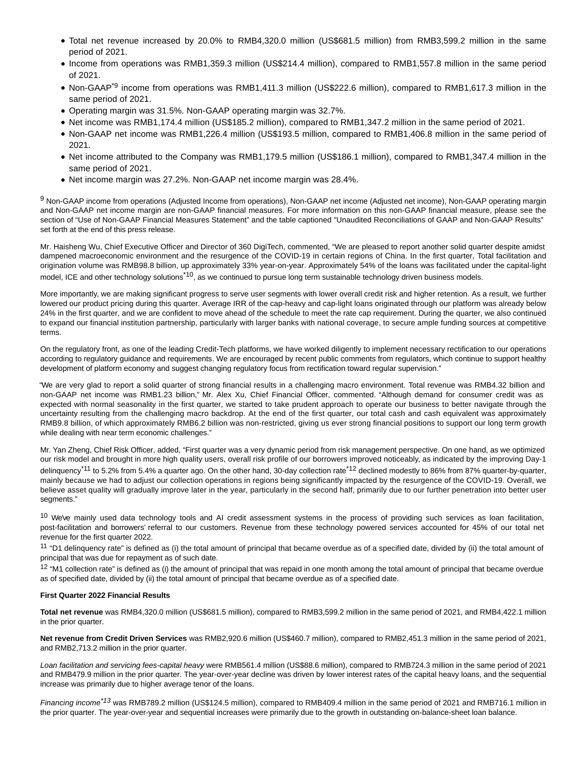- Total net revenue increased by 20.0% to RMB4,320.0 million (US$681.5 million) from RMB3,599.2 million in the same period of 2021.
- Income from operations was RMB1,359.3 million (US$214.4 million), compared to RMB1,557.8 million in the same period of 2021.
- Non-GAAP[*9] income from operations was RMB1,411.3 million (US$222.6 million), compared to RMB1,617.3 million in the same period of 2021.
- Operating margin was 31.5%. Non-GAAP operating margin was 32.7%.
- Net income was RMB1,174.4 million (US$185.2 million), compared to RMB1,347.2 million in the same period of 2021.
- Non-GAAP net income was RMB1,226.4 million (US$193.5 million, compared to RMB1,406.8 million in the same period of 2021.
- Net income attributed to the Company was RMB1,179.5 million (US$186.1 million), compared to RMB1,347.4 million in the same period of 2021.
- Net income margin was 27.2%. Non-GAAP net income margin was 28.4%.

[9] Non-GAAP income from operations (Adjusted Income from operations), Non-GAAP net income (Adjusted net income), Non-GAAP operating margin and Non-GAAP net income margin are non-GAAP financial measures. For more information on this non-GAAP financial measure, please see the section of "Use of Non-GAAP Financial Measures Statement" and the table captioned "Unaudited Reconciliations of GAAP and Non-GAAP Results" set forth at the end of this press release.

Mr. Haisheng Wu, Chief Executive Officer and Director of 360 DigiTech, commented, "We are pleased to report another solid quarter despite amidst dampened macroeconomic environment and the resurgence of the COVID-19 in certain regions of China. In the first quarter, Total facilitation and origination volume was RMB98.8 billion, up approximately 33% year-on-year. Approximately 54% of the loans was facilitated under the capital-light model, ICE and other technology solutions[*10], as we continued to pursue long term sustainable technology driven business models.

More importantly, we are making significant progress to serve user segments with lower overall credit risk and higher retention. As a result, we further lowered our product pricing during this quarter. Average IRR of the cap-heavy and cap-light loans originated through our platform was already below 24% in the first quarter, and we are confident to move ahead of the schedule to meet the rate cap requirement. During the quarter, we also continued to expand our financial institution partnership, particularly with larger banks with national coverage, to secure ample funding sources at competitive terms.

On the regulatory front, as one of the leading Credit-Tech platforms, we have worked diligently to implement necessary rectification to our operations according to regulatory guidance and requirements. We are encouraged by recent public comments from regulators, which continue to support healthy development of platform economy and suggest changing regulatory focus from rectification toward regular supervision."

"We are very glad to report a solid quarter of strong financial results in a challenging macro environment. Total revenue was RMB4.32 billion and non-GAAP net income was RMB1.23 billion," Mr. Alex Xu, Chief Financial Officer, commented. "Although demand for consumer credit was as expected with normal seasonality in the first quarter, we started to take prudent approach to operate our business to better navigate through the uncertainty resulting from the challenging macro backdrop. At the end of the first quarter, our total cash and cash equivalent was approximately RMB9.8 billion, of which approximately RMB6.2 billion was non-restricted, giving us ever strong financial positions to support our long term growth while dealing with near term economic challenges."

Mr. Yan Zheng, Chief Risk Officer, added, "First quarter was a very dynamic period from risk management perspective. On one hand, as we optimized our risk model and brought in more high quality users, overall risk profile of our borrowers improved noticeably, as indicated by the improving Day-1 delinquency[*11] to 5.2% from 5.4% a quarter ago. On the other hand, 30-day collection rate[*12] declined modestly to 86% from 87% quarter-by-quarter, mainly because we had to adjust our collection operations in regions being significantly impacted by the resurgence of the COVID-19. Overall, we believe asset quality will gradually improve later in the year, particularly in the second half, primarily due to our further penetration into better user segments."

[10] We've mainly used data technology tools and AI credit assessment systems in the process of providing such services as loan facilitation, post-facilitation and borrowers' referral to our customers. Revenue from these technology powered services accounted for 45% of our total net revenue for the first quarter 2022.

[11] "D1 delinquency rate" is defined as (i) the total amount of principal that became overdue as of a specified date, divided by (ii) the total amount of principal that was due for repayment as of such date.

[12] "M1 collection rate" is defined as (i) the amount of principal that was repaid in one month among the total amount of principal that became overdue as of specified date, divided by (ii) the total amount of principal that became overdue as of a specified date.

**First Quarter 2022 Financial Results**

**Total net revenue** was RMB4,320.0 million (US$681.5 million), compared to RMB3,599.2 million in the same period of 2021, and RMB4,422.1 million in the prior quarter.

**Net revenue from Credit Driven Services** was RMB2,920.6 million (US$460.7 million), compared to RMB2,451.3 million in the same period of 2021, and RMB2,713.2 million in the prior quarter.

*Loan facilitation and servicing fees-capital heavy* were RMB561.4 million (US$88.6 million), compared to RMB724.3 million in the same period of 2021 and RMB479.9 million in the prior quarter. The year-over-year decline was driven by lower interest rates of the capital heavy loans, and the sequential increase was primarily due to higher average tenor of the loans.

*Financing income*[*13] was RMB789.2 million (US$124.5 million), compared to RMB409.4 million in the same period of 2021 and RMB716.1 million in the prior quarter. The year-over-year and sequential increases were primarily due to the growth in outstanding on-balance-sheet loan balance.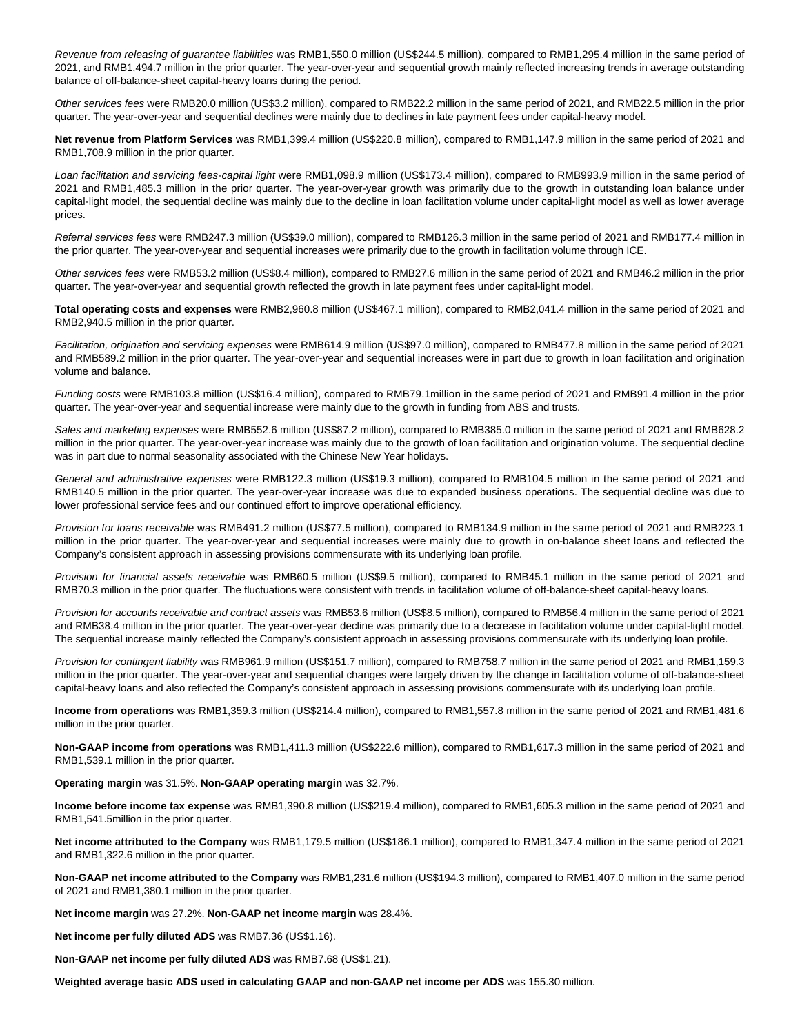*Revenue from releasing of guarantee liabilities* was RMB1,550.0 million (US$244.5 million), compared to RMB1,295.4 million in the same period of 2021, and RMB1,494.7 million in the prior quarter. The year-over-year and sequential growth mainly reflected increasing trends in average outstanding balance of off-balance-sheet capital-heavy loans during the period.

*Other services fees* were RMB20.0 million (US$3.2 million), compared to RMB22.2 million in the same period of 2021, and RMB22.5 million in the prior quarter. The year-over-year and sequential declines were mainly due to declines in late payment fees under capital-heavy model.

**Net revenue from Platform Services** was RMB1,399.4 million (US$220.8 million), compared to RMB1,147.9 million in the same period of 2021 and RMB1,708.9 million in the prior quarter.

*Loan facilitation and servicing fees-capital light* were RMB1,098.9 million (US$173.4 million), compared to RMB993.9 million in the same period of 2021 and RMB1,485.3 million in the prior quarter. The year-over-year growth was primarily due to the growth in outstanding loan balance under capital-light model, the sequential decline was mainly due to the decline in loan facilitation volume under capital-light model as well as lower average prices.

*Referral services fees* were RMB247.3 million (US$39.0 million), compared to RMB126.3 million in the same period of 2021 and RMB177.4 million in the prior quarter. The year-over-year and sequential increases were primarily due to the growth in facilitation volume through ICE.

*Other services fees* were RMB53.2 million (US$8.4 million), compared to RMB27.6 million in the same period of 2021 and RMB46.2 million in the prior quarter. The year-over-year and sequential growth reflected the growth in late payment fees under capital-light model.

**Total operating costs and expenses** were RMB2,960.8 million (US$467.1 million), compared to RMB2,041.4 million in the same period of 2021 and RMB2,940.5 million in the prior quarter.

*Facilitation, origination and servicing expenses* were RMB614.9 million (US$97.0 million), compared to RMB477.8 million in the same period of 2021 and RMB589.2 million in the prior quarter. The year-over-year and sequential increases were in part due to growth in loan facilitation and origination volume and balance.

*Funding costs* were RMB103.8 million (US$16.4 million), compared to RMB79.1million in the same period of 2021 and RMB91.4 million in the prior quarter. The year-over-year and sequential increase were mainly due to the growth in funding from ABS and trusts.

*Sales and marketing expenses* were RMB552.6 million (US$87.2 million), compared to RMB385.0 million in the same period of 2021 and RMB628.2 million in the prior quarter. The year-over-year increase was mainly due to the growth of loan facilitation and origination volume. The sequential decline was in part due to normal seasonality associated with the Chinese New Year holidays.

*General and administrative expenses* were RMB122.3 million (US$19.3 million), compared to RMB104.5 million in the same period of 2021 and RMB140.5 million in the prior quarter. The year-over-year increase was due to expanded business operations. The sequential decline was due to lower professional service fees and our continued effort to improve operational efficiency.

*Provision for loans receivable* was RMB491.2 million (US$77.5 million), compared to RMB134.9 million in the same period of 2021 and RMB223.1 million in the prior quarter. The year-over-year and sequential increases were mainly due to growth in on-balance sheet loans and reflected the Company's consistent approach in assessing provisions commensurate with its underlying loan profile.

*Provision for financial assets receivable* was RMB60.5 million (US$9.5 million), compared to RMB45.1 million in the same period of 2021 and RMB70.3 million in the prior quarter. The fluctuations were consistent with trends in facilitation volume of off-balance-sheet capital-heavy loans.

*Provision for accounts receivable and contract assets* was RMB53.6 million (US$8.5 million), compared to RMB56.4 million in the same period of 2021 and RMB38.4 million in the prior quarter. The year-over-year decline was primarily due to a decrease in facilitation volume under capital-light model. The sequential increase mainly reflected the Company's consistent approach in assessing provisions commensurate with its underlying loan profile.

*Provision for contingent liability* was RMB961.9 million (US$151.7 million), compared to RMB758.7 million in the same period of 2021 and RMB1,159.3 million in the prior quarter. The year-over-year and sequential changes were largely driven by the change in facilitation volume of off-balance-sheet capital-heavy loans and also reflected the Company's consistent approach in assessing provisions commensurate with its underlying loan profile.

**Income from operations** was RMB1,359.3 million (US$214.4 million), compared to RMB1,557.8 million in the same period of 2021 and RMB1,481.6 million in the prior quarter.

**Non-GAAP income from operations** was RMB1,411.3 million (US$222.6 million), compared to RMB1,617.3 million in the same period of 2021 and RMB1,539.1 million in the prior quarter.

**Operating margin** was 31.5%. **Non-GAAP operating margin** was 32.7%.

**Income before income tax expense** was RMB1,390.8 million (US$219.4 million), compared to RMB1,605.3 million in the same period of 2021 and RMB1,541.5million in the prior quarter.

**Net income attributed to the Company** was RMB1,179.5 million (US$186.1 million), compared to RMB1,347.4 million in the same period of 2021 and RMB1,322.6 million in the prior quarter.

**Non-GAAP net income attributed to the Company** was RMB1,231.6 million (US$194.3 million), compared to RMB1,407.0 million in the same period of 2021 and RMB1,380.1 million in the prior quarter.

**Net income margin** was 27.2%. **Non-GAAP net income margin** was 28.4%.

**Net income per fully diluted ADS** was RMB7.36 (US$1.16).

**Non-GAAP net income per fully diluted ADS** was RMB7.68 (US$1.21).

**Weighted average basic ADS used in calculating GAAP and non-GAAP net income per ADS** was 155.30 million.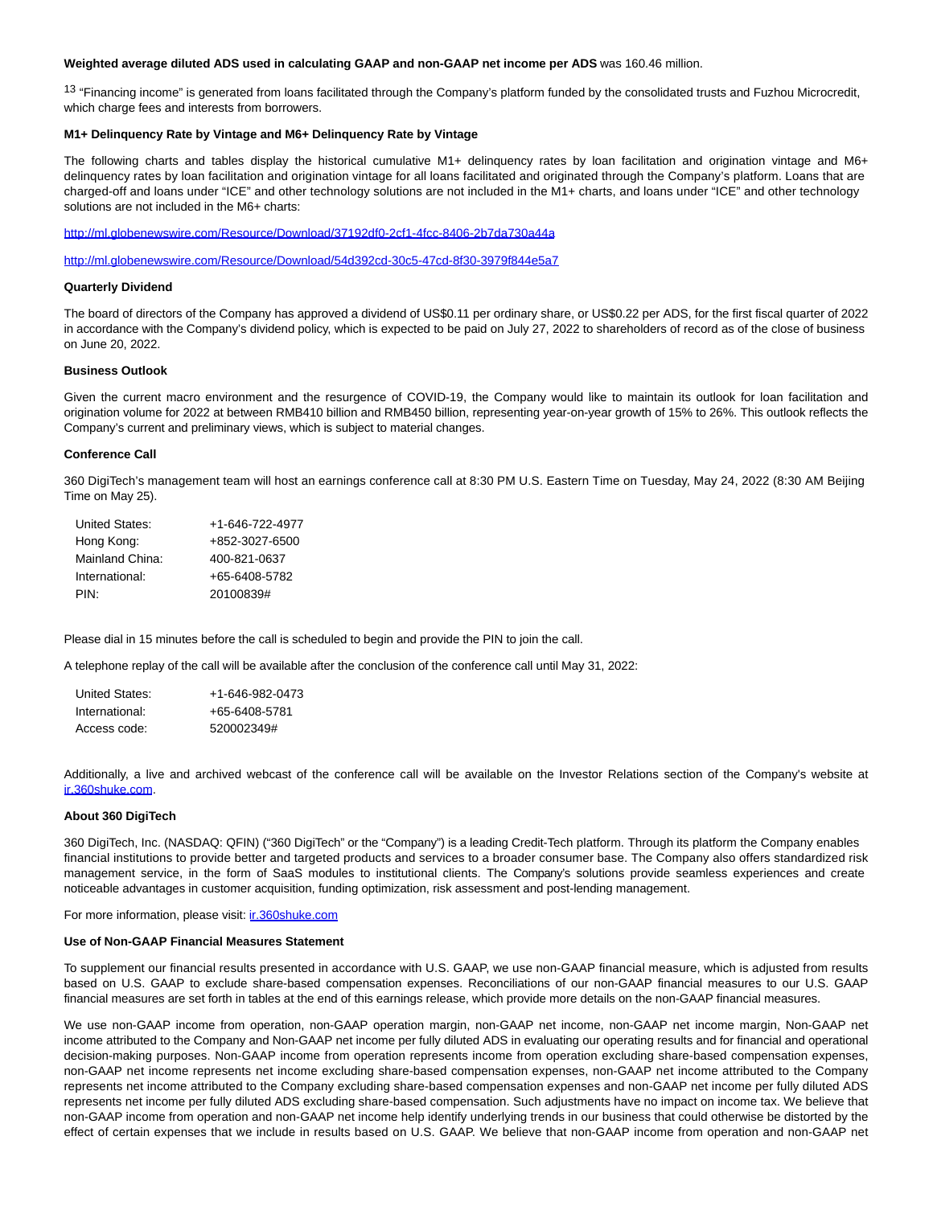**Weighted average diluted ADS used in calculating GAAP and non-GAAP net income per ADS** was 160.46 million.

[13] "Financing income" is generated from loans facilitated through the Company's platform funded by the consolidated trusts and Fuzhou Microcredit, which charge fees and interests from borrowers.

**M1+ Delinquency Rate by Vintage and M6+ Delinquency Rate by Vintage**

The following charts and tables display the historical cumulative M1+ delinquency rates by loan facilitation and origination vintage and M6+ delinquency rates by loan facilitation and origination vintage for all loans facilitated and originated through the Company's platform. Loans that are charged-off and loans under "ICE" and other technology solutions are not included in the M1+ charts, and loans under "ICE" and other technology solutions are not included in the M6+ charts:

http://ml.globenewswire.com/Resource/Download/37192df0-2cf1-4fcc-8406-2b7da730a44a

http://ml.globenewswire.com/Resource/Download/54d392cd-30c5-47cd-8f30-3979f844e5a7

**Quarterly Dividend**

The board of directors of the Company has approved a dividend of US$0.11 per ordinary share, or US$0.22 per ADS, for the first fiscal quarter of 2022 in accordance with the Company's dividend policy, which is expected to be paid on July 27, 2022 to shareholders of record as of the close of business on June 20, 2022.

**Business Outlook**

Given the current macro environment and the resurgence of COVID-19, the Company would like to maintain its outlook for loan facilitation and origination volume for 2022 at between RMB410 billion and RMB450 billion, representing year-on-year growth of 15% to 26%. This outlook reflects the Company's current and preliminary views, which is subject to material changes.

**Conference Call**

360 DigiTech's management team will host an earnings conference call at 8:30 PM U.S. Eastern Time on Tuesday, May 24, 2022 (8:30 AM Beijing Time on May 25).

| | |
|---|---|
| United States: | +1-646-722-4977 |
| Hong Kong: | +852-3027-6500 |
| Mainland China: | 400-821-0637 |
| International: | +65-6408-5782 |
| PIN: | 20100839# |

Please dial in 15 minutes before the call is scheduled to begin and provide the PIN to join the call.

A telephone replay of the call will be available after the conclusion of the conference call until May 31, 2022:

| | |
|---|---|
| United States: | +1-646-982-0473 |
| International: | +65-6408-5781 |
| Access code: | 520002349# |

Additionally, a live and archived webcast of the conference call will be available on the Investor Relations section of the Company's website at ir.360shuke.com.

**About 360 DigiTech**

360 DigiTech, Inc. (NASDAQ: QFIN) ("360 DigiTech" or the "Company") is a leading Credit-Tech platform. Through its platform the Company enables financial institutions to provide better and targeted products and services to a broader consumer base. The Company also offers standardized risk management service, in the form of SaaS modules to institutional clients. The Company's solutions provide seamless experiences and create noticeable advantages in customer acquisition, funding optimization, risk assessment and post-lending management.

For more information, please visit: ir.360shuke.com

**Use of Non-GAAP Financial Measures Statement**

To supplement our financial results presented in accordance with U.S. GAAP, we use non-GAAP financial measure, which is adjusted from results based on U.S. GAAP to exclude share-based compensation expenses. Reconciliations of our non-GAAP financial measures to our U.S. GAAP financial measures are set forth in tables at the end of this earnings release, which provide more details on the non-GAAP financial measures.

We use non-GAAP income from operation, non-GAAP operation margin, non-GAAP net income, non-GAAP net income margin, Non-GAAP net income attributed to the Company and Non-GAAP net income per fully diluted ADS in evaluating our operating results and for financial and operational decision-making purposes. Non-GAAP income from operation represents income from operation excluding share-based compensation expenses, non-GAAP net income represents net income excluding share-based compensation expenses, non-GAAP net income attributed to the Company represents net income attributed to the Company excluding share-based compensation expenses and non-GAAP net income per fully diluted ADS represents net income per fully diluted ADS excluding share-based compensation. Such adjustments have no impact on income tax. We believe that non-GAAP income from operation and non-GAAP net income help identify underlying trends in our business that could otherwise be distorted by the effect of certain expenses that we include in results based on U.S. GAAP. We believe that non-GAAP income from operation and non-GAAP net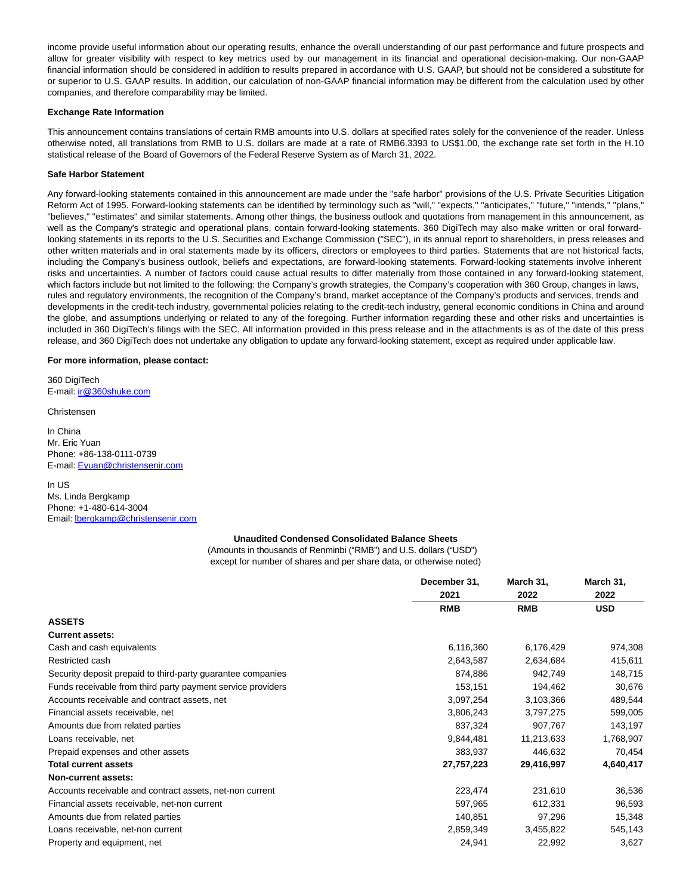income provide useful information about our operating results, enhance the overall understanding of our past performance and future prospects and allow for greater visibility with respect to key metrics used by our management in its financial and operational decision-making. Our non-GAAP financial information should be considered in addition to results prepared in accordance with U.S. GAAP, but should not be considered a substitute for or superior to U.S. GAAP results. In addition, our calculation of non-GAAP financial information may be different from the calculation used by other companies, and therefore comparability may be limited.

**Exchange Rate Information**

This announcement contains translations of certain RMB amounts into U.S. dollars at specified rates solely for the convenience of the reader. Unless otherwise noted, all translations from RMB to U.S. dollars are made at a rate of RMB6.3393 to US$1.00, the exchange rate set forth in the H.10 statistical release of the Board of Governors of the Federal Reserve System as of March 31, 2022.

**Safe Harbor Statement**

Any forward-looking statements contained in this announcement are made under the "safe harbor" provisions of the U.S. Private Securities Litigation Reform Act of 1995. Forward-looking statements can be identified by terminology such as "will," "expects," "anticipates," "future," "intends," "plans," "believes," "estimates" and similar statements. Among other things, the business outlook and quotations from management in this announcement, as well as the Company's strategic and operational plans, contain forward-looking statements. 360 DigiTech may also make written or oral forward-looking statements in its reports to the U.S. Securities and Exchange Commission ("SEC"), in its annual report to shareholders, in press releases and other written materials and in oral statements made by its officers, directors or employees to third parties. Statements that are not historical facts, including the Company's business outlook, beliefs and expectations, are forward-looking statements. Forward-looking statements involve inherent risks and uncertainties. A number of factors could cause actual results to differ materially from those contained in any forward-looking statement, which factors include but not limited to the following: the Company's growth strategies, the Company's cooperation with 360 Group, changes in laws, rules and regulatory environments, the recognition of the Company's brand, market acceptance of the Company's products and services, trends and developments in the credit-tech industry, governmental policies relating to the credit-tech industry, general economic conditions in China and around the globe, and assumptions underlying or related to any of the foregoing. Further information regarding these and other risks and uncertainties is included in 360 DigiTech's filings with the SEC. All information provided in this press release and in the attachments is as of the date of this press release, and 360 DigiTech does not undertake any obligation to update any forward-looking statement, except as required under applicable law.

**For more information, please contact:**

360 DigiTech
E-mail: ir@360shuke.com

Christensen

In China
Mr. Eric Yuan
Phone: +86-138-0111-0739
E-mail: Eyuan@christensenir.com

In US
Ms. Linda Bergkamp
Phone: +1-480-614-3004
Email: lbergkamp@christensenir.com

**Unaudited Condensed Consolidated Balance Sheets**

(Amounts in thousands of Renminbi ("RMB") and U.S. dollars ("USD")
except for number of shares and per share data, or otherwise noted)

| | December 31, 2021 | March 31, 2022 | March 31, 2022 |
|---|---|---|---|
| | RMB | RMB | USD |
| **ASSETS** | | | |
| **Current assets:** | | | |
| Cash and cash equivalents | 6,116,360 | 6,176,429 | 974,308 |
| Restricted cash | 2,643,587 | 2,634,684 | 415,611 |
| Security deposit prepaid to third-party guarantee companies | 874,886 | 942,749 | 148,715 |
| Funds receivable from third party payment service providers | 153,151 | 194,462 | 30,676 |
| Accounts receivable and contract assets, net | 3,097,254 | 3,103,366 | 489,544 |
| Financial assets receivable, net | 3,806,243 | 3,797,275 | 599,005 |
| Amounts due from related parties | 837,324 | 907,767 | 143,197 |
| Loans receivable, net | 9,844,481 | 11,213,633 | 1,768,907 |
| Prepaid expenses and other assets | 383,937 | 446,632 | 70,454 |
| **Total current assets** | **27,757,223** | **29,416,997** | **4,640,417** |
| **Non-current assets:** | | | |
| Accounts receivable and contract assets, net-non current | 223,474 | 231,610 | 36,536 |
| Financial assets receivable, net-non current | 597,965 | 612,331 | 96,593 |
| Amounts due from related parties | 140,851 | 97,296 | 15,348 |
| Loans receivable, net-non current | 2,859,349 | 3,455,822 | 545,143 |
| Property and equipment, net | 24,941 | 22,992 | 3,627 |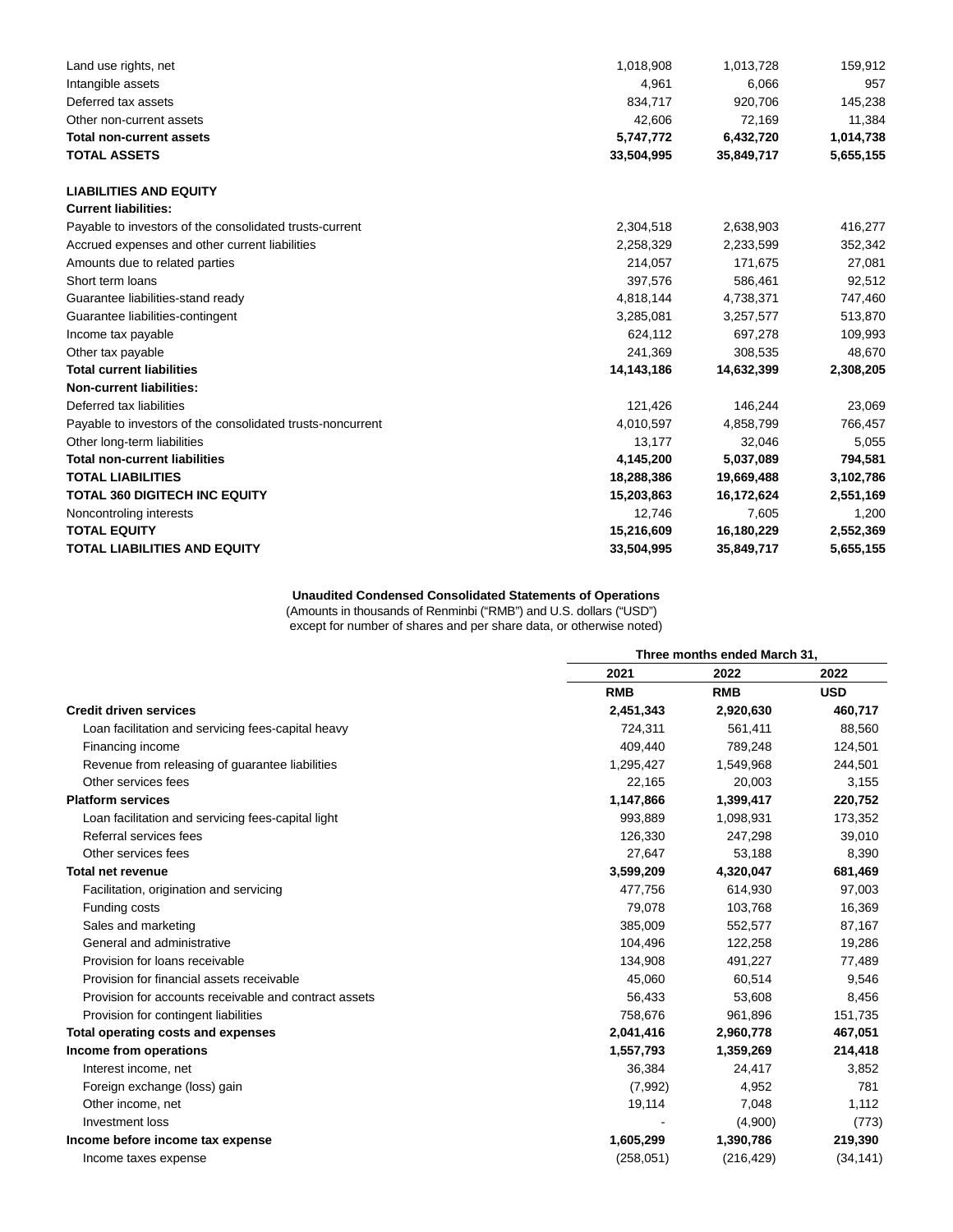| | | | |
|---|---|---|---|
| Land use rights, net | 1,018,908 | 1,013,728 | 159,912 |
| Intangible assets | 4,961 | 6,066 | 957 |
| Deferred tax assets | 834,717 | 920,706 | 145,238 |
| Other non-current assets | 42,606 | 72,169 | 11,384 |
| **Total non-current assets** | **5,747,772** | **6,432,720** | **1,014,738** |
| **TOTAL ASSETS** | **33,504,995** | **35,849,717** | **5,655,155** |
| | | | |
| **LIABILITIES AND EQUITY** | | | |
| **Current liabilities:** | | | |
| Payable to investors of the consolidated trusts-current | 2,304,518 | 2,638,903 | 416,277 |
| Accrued expenses and other current liabilities | 2,258,329 | 2,233,599 | 352,342 |
| Amounts due to related parties | 214,057 | 171,675 | 27,081 |
| Short term loans | 397,576 | 586,461 | 92,512 |
| Guarantee liabilities-stand ready | 4,818,144 | 4,738,371 | 747,460 |
| Guarantee liabilities-contingent | 3,285,081 | 3,257,577 | 513,870 |
| Income tax payable | 624,112 | 697,278 | 109,993 |
| Other tax payable | 241,369 | 308,535 | 48,670 |
| **Total current liabilities** | **14,143,186** | **14,632,399** | **2,308,205** |
| **Non-current liabilities:** | | | |
| Deferred tax liabilities | 121,426 | 146,244 | 23,069 |
| Payable to investors of the consolidated trusts-noncurrent | 4,010,597 | 4,858,799 | 766,457 |
| Other long-term liabilities | 13,177 | 32,046 | 5,055 |
| **Total non-current liabilities** | **4,145,200** | **5,037,089** | **794,581** |
| **TOTAL LIABILITIES** | **18,288,386** | **19,669,488** | **3,102,786** |
| **TOTAL 360 DIGITECH INC EQUITY** | **15,203,863** | **16,172,624** | **2,551,169** |
| Noncontroling interests | 12,746 | 7,605 | 1,200 |
| **TOTAL EQUITY** | **15,216,609** | **16,180,229** | **2,552,369** |
| **TOTAL LIABILITIES AND EQUITY** | **33,504,995** | **35,849,717** | **5,655,155** |

**Unaudited Condensed Consolidated Statements of Operations**

(Amounts in thousands of Renminbi ("RMB") and U.S. dollars ("USD")
except for number of shares and per share data, or otherwise noted)

| | Three months ended March 31, | | |
|---|---|---|---|
| | 2021 | 2022 | 2022 |
| | RMB | RMB | USD |
| **Credit driven services** | **2,451,343** | **2,920,630** | **460,717** |
| Loan facilitation and servicing fees-capital heavy | 724,311 | 561,411 | 88,560 |
| Financing income | 409,440 | 789,248 | 124,501 |
| Revenue from releasing of guarantee liabilities | 1,295,427 | 1,549,968 | 244,501 |
| Other services fees | 22,165 | 20,003 | 3,155 |
| **Platform services** | **1,147,866** | **1,399,417** | **220,752** |
| Loan facilitation and servicing fees-capital light | 993,889 | 1,098,931 | 173,352 |
| Referral services fees | 126,330 | 247,298 | 39,010 |
| Other services fees | 27,647 | 53,188 | 8,390 |
| **Total net revenue** | **3,599,209** | **4,320,047** | **681,469** |
| Facilitation, origination and servicing | 477,756 | 614,930 | 97,003 |
| Funding costs | 79,078 | 103,768 | 16,369 |
| Sales and marketing | 385,009 | 552,577 | 87,167 |
| General and administrative | 104,496 | 122,258 | 19,286 |
| Provision for loans receivable | 134,908 | 491,227 | 77,489 |
| Provision for financial assets receivable | 45,060 | 60,514 | 9,546 |
| Provision for accounts receivable and contract assets | 56,433 | 53,608 | 8,456 |
| Provision for contingent liabilities | 758,676 | 961,896 | 151,735 |
| **Total operating costs and expenses** | **2,041,416** | **2,960,778** | **467,051** |
| **Income from operations** | **1,557,793** | **1,359,269** | **214,418** |
| Interest income, net | 36,384 | 24,417 | 3,852 |
| Foreign exchange (loss) gain | (7,992) | 4,952 | 781 |
| Other income, net | 19,114 | 7,048 | 1,112 |
| Investment loss | - | (4,900) | (773) |
| **Income before income tax expense** | **1,605,299** | **1,390,786** | **219,390** |
| Income taxes expense | (258,051) | (216,429) | (34,141) |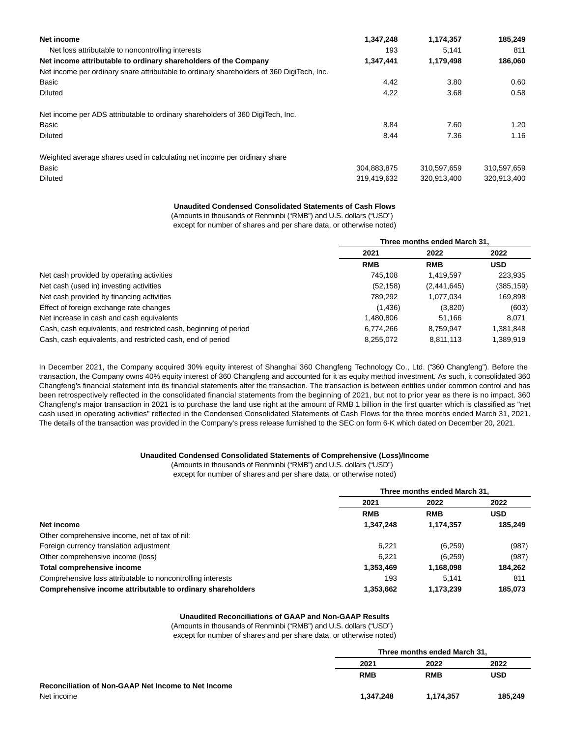| | | | |
|---|---|---|---|
| **Net income** | **1,347,248** | **1,174,357** | **185,249** |
| Net loss attributable to noncontrolling interests | 193 | 5,141 | 811 |
| **Net income attributable to ordinary shareholders of the Company** | **1,347,441** | **1,179,498** | **186,060** |
| Net income per ordinary share attributable to ordinary shareholders of 360 DigiTech, Inc. | | | |
| Basic | 4.42 | 3.80 | 0.60 |
| Diluted | 4.22 | 3.68 | 0.58 |
| | | | |
| Net income per ADS attributable to ordinary shareholders of 360 DigiTech, Inc. | | | |
| Basic | 8.84 | 7.60 | 1.20 |
| Diluted | 8.44 | 7.36 | 1.16 |
| | | | |
| Weighted average shares used in calculating net income per ordinary share | | | |
| Basic | 304,883,875 | 310,597,659 | 310,597,659 |
| Diluted | 319,419,632 | 320,913,400 | 320,913,400 |

**Unaudited Condensed Consolidated Statements of Cash Flows**

(Amounts in thousands of Renminbi ("RMB") and U.S. dollars ("USD")
except for number of shares and per share data, or otherwise noted)

| | Three months ended March 31, | | |
|---|---|---|---|
| | 2021 | 2022 | 2022 |
| | RMB | RMB | USD |
| Net cash provided by operating activities | 745,108 | 1,419,597 | 223,935 |
| Net cash (used in) investing activities | (52,158) | (2,441,645) | (385,159) |
| Net cash provided by financing activities | 789,292 | 1,077,034 | 169,898 |
| Effect of foreign exchange rate changes | (1,436) | (3,820) | (603) |
| Net increase in cash and cash equivalents | 1,480,806 | 51,166 | 8,071 |
| Cash, cash equivalents, and restricted cash, beginning of period | 6,774,266 | 8,759,947 | 1,381,848 |
| Cash, cash equivalents, and restricted cash, end of period | 8,255,072 | 8,811,113 | 1,389,919 |

In December 2021, the Company acquired 30% equity interest of Shanghai 360 Changfeng Technology Co., Ltd. ("360 Changfeng"). Before the transaction, the Company owns 40% equity interest of 360 Changfeng and accounted for it as equity method investment. As such, it consolidated 360 Changfeng's financial statement into its financial statements after the transaction. The transaction is between entities under common control and has been retrospectively reflected in the consolidated financial statements from the beginning of 2021, but not to prior year as there is no impact. 360 Changfeng's major transaction in 2021 is to purchase the land use right at the amount of RMB 1 billion in the first quarter which is classified as "net cash used in operating activities" reflected in the Condensed Consolidated Statements of Cash Flows for the three months ended March 31, 2021. The details of the transaction was provided in the Company's press release furnished to the SEC on form 6-K which dated on December 20, 2021.

**Unaudited Condensed Consolidated Statements of Comprehensive (Loss)/Income**

(Amounts in thousands of Renminbi ("RMB") and U.S. dollars ("USD")
except for number of shares and per share data, or otherwise noted)

| | Three months ended March 31, | | |
|---|---|---|---|
| | 2021 | 2022 | 2022 |
| | RMB | RMB | USD |
| **Net income** | **1,347,248** | **1,174,357** | **185,249** |
| Other comprehensive income, net of tax of nil: | | | |
| Foreign currency translation adjustment | 6,221 | (6,259) | (987) |
| Other comprehensive income (loss) | 6,221 | (6,259) | (987) |
| **Total comprehensive income** | **1,353,469** | **1,168,098** | **184,262** |
| Comprehensive loss attributable to noncontrolling interests | 193 | 5,141 | 811 |
| **Comprehensive income attributable to ordinary shareholders** | **1,353,662** | **1,173,239** | **185,073** |

**Unaudited Reconciliations of GAAP and Non-GAAP Results**

(Amounts in thousands of Renminbi ("RMB") and U.S. dollars ("USD")
except for number of shares and per share data, or otherwise noted)

| | Three months ended March 31, | | |
|---|---|---|---|
| | 2021 | 2022 | 2022 |
| | RMB | RMB | USD |
| **Reconciliation of Non-GAAP Net Income to Net Income** | | | |
| Net income | **1,347,248** | **1,174,357** | **185,249** |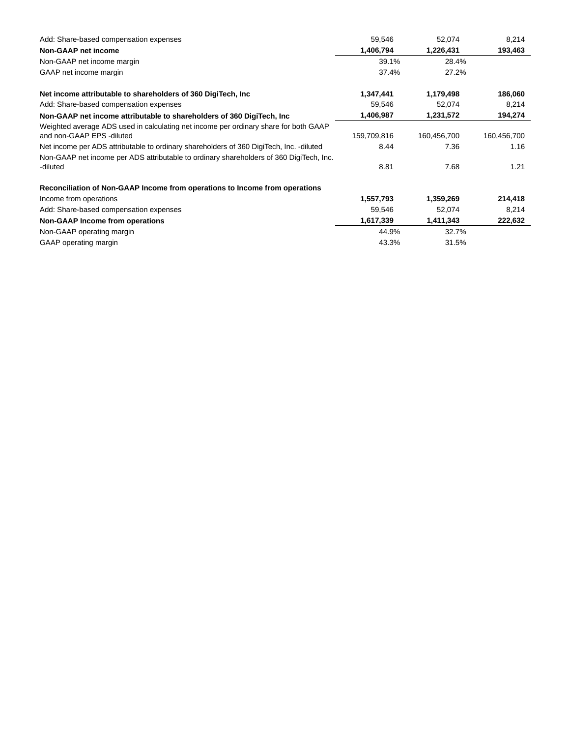| | | | |
|---|---|---|---|
| Add: Share-based compensation expenses | 59,546 | 52,074 | 8,214 |
| **Non-GAAP net income** | **1,406,794** | **1,226,431** | **193,463** |
| Non-GAAP net income margin | 39.1% | 28.4% | |
| GAAP net income margin | 37.4% | 27.2% | |
| | | | |
| **Net income attributable to shareholders of 360 DigiTech, Inc** | **1,347,441** | **1,179,498** | **186,060** |
| Add: Share-based compensation expenses | 59,546 | 52,074 | 8,214 |
| **Non-GAAP net income attributable to shareholders of 360 DigiTech, Inc** | **1,406,987** | **1,231,572** | **194,274** |
| Weighted average ADS used in calculating net income per ordinary share for both GAAP and non-GAAP EPS -diluted | 159,709,816 | 160,456,700 | 160,456,700 |
| Net income per ADS attributable to ordinary shareholders of 360 DigiTech, Inc. -diluted | 8.44 | 7.36 | 1.16 |
| Non-GAAP net income per ADS attributable to ordinary shareholders of 360 DigiTech, Inc. -diluted | 8.81 | 7.68 | 1.21 |
| | | | |
| **Reconciliation of Non-GAAP Income from operations to Income from operations** | | | |
| Income from operations | **1,557,793** | **1,359,269** | **214,418** |
| Add: Share-based compensation expenses | 59,546 | 52,074 | 8,214 |
| **Non-GAAP Income from operations** | **1,617,339** | **1,411,343** | **222,632** |
| Non-GAAP operating margin | 44.9% | 32.7% | |
| GAAP operating margin | 43.3% | 31.5% | |